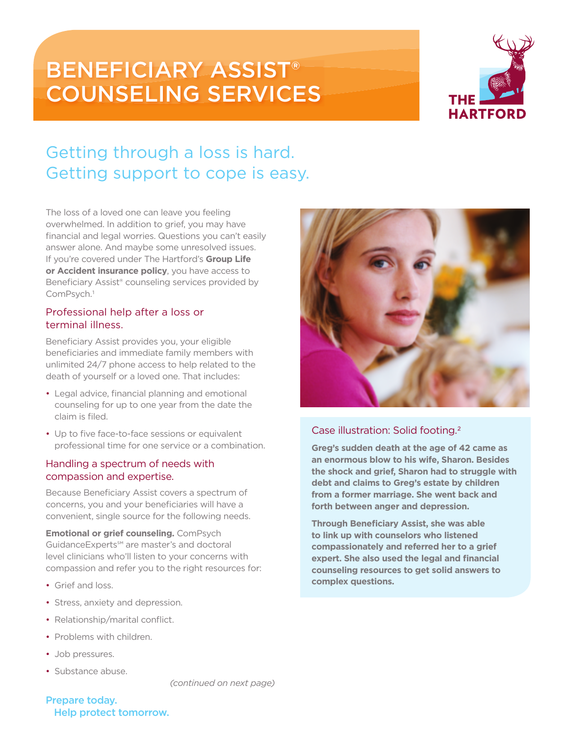# BENEFICIARY ASSIST® COUNSELING SERVICES

THE HARTFORD

## Getting through a loss is hard. Getting support to cope is easy.

The loss of a loved one can leave you feeling overwhelmed. In addition to grief, you may have financial and legal worries. Questions you can't easily answer alone. And maybe some unresolved issues. If you're covered under The Hartford's **Group Life or Accident insurance policy**, you have access to Beneficiary Assist® counseling services provided by ComPsych.[1]

### Professional help after a loss or terminal illness.

Beneficiary Assist provides you, your eligible beneficiaries and immediate family members with unlimited 24/7 phone access to help related to the death of yourself or a loved one. That includes:

- Legal advice, financial planning and emotional counseling for up to one year from the date the claim is filed.
- Up to five face-to-face sessions or equivalent professional time for one service or a combination.

### Handling a spectrum of needs with compassion and expertise.

Because Beneficiary Assist covers a spectrum of concerns, you and your beneficiaries will have a convenient, single source for the following needs.

**Emotional or grief counseling.** ComPsych GuidanceExperts℠ are master's and doctoral level clinicians who'll listen to your concerns with compassion and refer you to the right resources for:

- Grief and loss.
- Stress, anxiety and depression.
- Relationship/marital conflict.
- Problems with children.
- Job pressures.
- Substance abuse.

*(continued on next page)*

### Case illustration: Solid footing.[2]

**Greg's sudden death at the age of 42 came as an enormous blow to his wife, Sharon. Besides the shock and grief, Sharon had to struggle with debt and claims to Greg's estate by children from a former marriage. She went back and forth between anger and depression.**

**Through Beneficiary Assist, she was able to link up with counselors who listened compassionately and referred her to a grief expert. She also used the legal and financial counseling resources to get solid answers to complex questions.**

**Prepare today.**
**Help protect tomorrow.**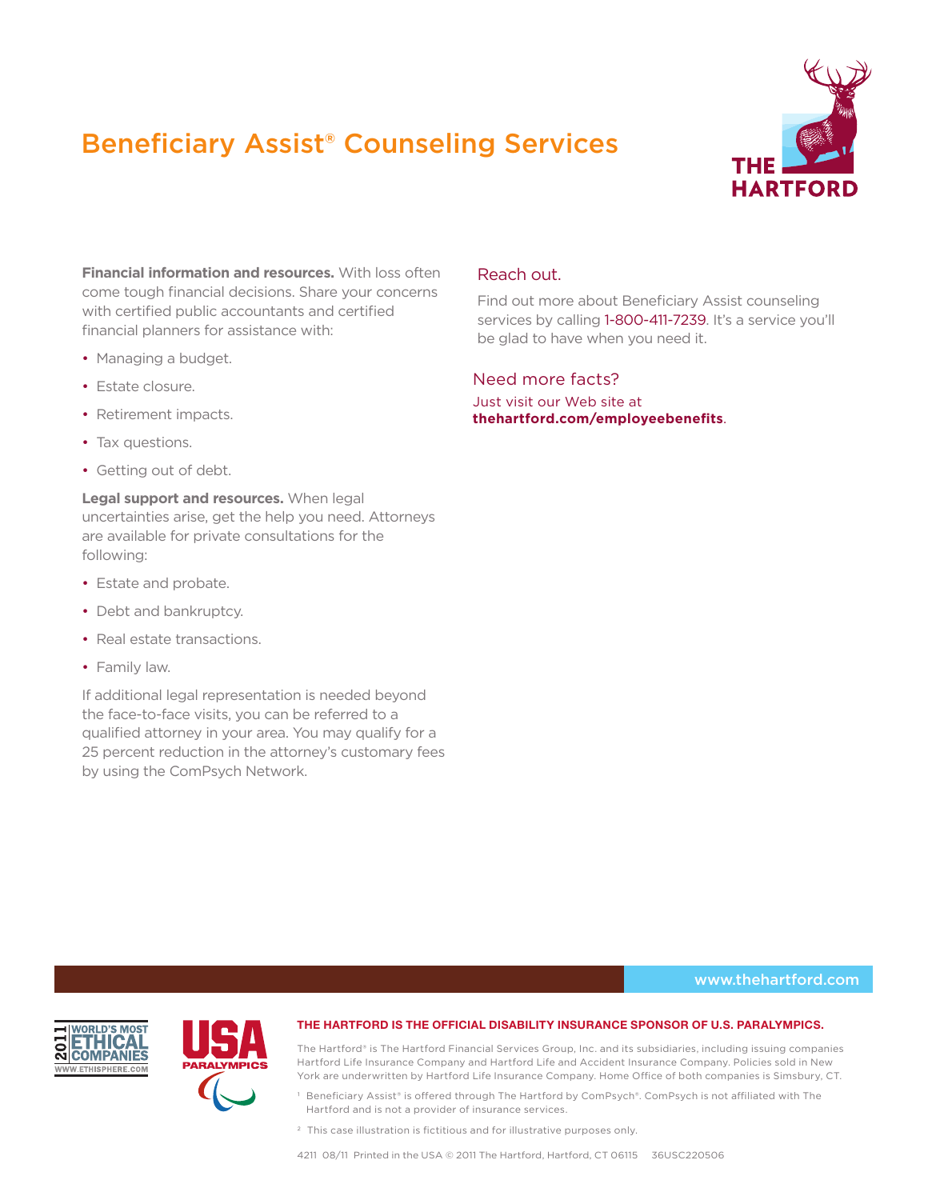# Beneficiary Assist® Counseling Services

**Financial information and resources.** With loss often come tough financial decisions. Share your concerns with certified public accountants and certified financial planners for assistance with:

- Managing a budget.
- Estate closure.
- Retirement impacts.
- Tax questions.
- Getting out of debt.

**Legal support and resources.** When legal uncertainties arise, get the help you need. Attorneys are available for private consultations for the following:

- Estate and probate.
- Debt and bankruptcy.
- Real estate transactions.
- Family law.

If additional legal representation is needed beyond the face-to-face visits, you can be referred to a qualified attorney in your area. You may qualify for a 25 percent reduction in the attorney's customary fees by using the ComPsych Network.

## Reach out.

Find out more about Beneficiary Assist counseling services by calling 1-800-411-7239. It's a service you'll be glad to have when you need it.

## Need more facts?

Just visit our Web site at **thehartford.com/employeebenefits**.

www.thehartford.com

**THE HARTFORD IS THE OFFICIAL DISABILITY INSURANCE SPONSOR OF U.S. PARALYMPICS.**

The Hartford® is The Hartford Financial Services Group, Inc. and its subsidiaries, including issuing companies Hartford Life Insurance Company and Hartford Life and Accident Insurance Company. Policies sold in New York are underwritten by Hartford Life Insurance Company. Home Office of both companies is Simsbury, CT.

[1] Beneficiary Assist® is offered through The Hartford by ComPsych®. ComPsych is not affiliated with The Hartford and is not a provider of insurance services.

[2] This case illustration is fictitious and for illustrative purposes only.

4211 08/11 Printed in the USA © 2011 The Hartford, Hartford, CT 06115 36USC220506